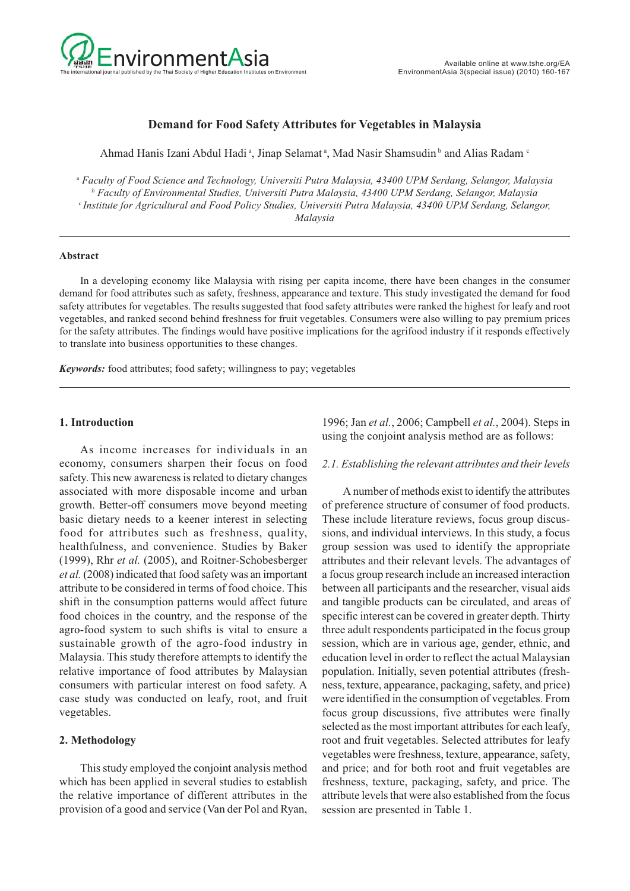# Demand for Food Safety Attributes for Vegetables in Malaysia

Ahmad Hanis Izani Abdul Hadi [a], Jinap Selamat [a], Mad Nasir Shamsudin [b] and Alias Radam [c]

[a] *Faculty of Food Science and Technology, Universiti Putra Malaysia, 43400 UPM Serdang, Selangor, Malaysia*
[b] *Faculty of Environmental Studies, Universiti Putra Malaysia, 43400 UPM Serdang, Selangor, Malaysia*
[c] *Institute for Agricultural and Food Policy Studies, Universiti Putra Malaysia, 43400 UPM Serdang, Selangor, Malaysia*

---

**Abstract**

In a developing economy like Malaysia with rising per capita income, there have been changes in the consumer demand for food attributes such as safety, freshness, appearance and texture. This study investigated the demand for food safety attributes for vegetables. The results suggested that food safety attributes were ranked the highest for leafy and root vegetables, and ranked second behind freshness for fruit vegetables. Consumers were also willing to pay premium prices for the safety attributes. The findings would have positive implications for the agrifood industry if it responds effectively to translate into business opportunities to these changes.

***Keywords:*** food attributes; food safety; willingness to pay; vegetables

---

## 1. Introduction

As income increases for individuals in an economy, consumers sharpen their focus on food safety. This new awareness is related to dietary changes associated with more disposable income and urban growth. Better-off consumers move beyond meeting basic dietary needs to a keener interest in selecting food for attributes such as freshness, quality, healthfulness, and convenience. Studies by Baker (1999), Rhr *et al.* (2005), and Roitner-Schobesberger *et al.* (2008) indicated that food safety was an important attribute to be considered in terms of food choice. This shift in the consumption patterns would affect future food choices in the country, and the response of the agro-food system to such shifts is vital to ensure a sustainable growth of the agro-food industry in Malaysia. This study therefore attempts to identify the relative importance of food attributes by Malaysian consumers with particular interest on food safety. A case study was conducted on leafy, root, and fruit vegetables.

## 2. Methodology

This study employed the conjoint analysis method which has been applied in several studies to establish the relative importance of different attributes in the provision of a good and service (Van der Pol and Ryan, 1996; Jan *et al.*, 2006; Campbell *et al.*, 2004). Steps in using the conjoint analysis method are as follows:

### *2.1. Establishing the relevant attributes and their levels*

A number of methods exist to identify the attributes of preference structure of consumer of food products. These include literature reviews, focus group discussions, and individual interviews. In this study, a focus group session was used to identify the appropriate attributes and their relevant levels. The advantages of a focus group research include an increased interaction between all participants and the researcher, visual aids and tangible products can be circulated, and areas of specific interest can be covered in greater depth. Thirty three adult respondents participated in the focus group session, which are in various age, gender, ethnic, and education level in order to reflect the actual Malaysian population. Initially, seven potential attributes (freshness, texture, appearance, packaging, safety, and price) were identified in the consumption of vegetables. From focus group discussions, five attributes were finally selected as the most important attributes for each leafy, root and fruit vegetables. Selected attributes for leafy vegetables were freshness, texture, appearance, safety, and price; and for both root and fruit vegetables are freshness, texture, packaging, safety, and price. The attribute levels that were also established from the focus session are presented in Table 1.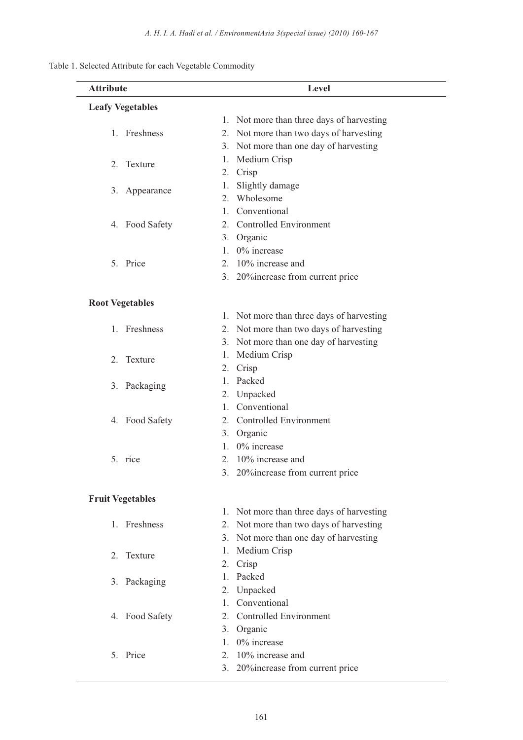Table 1. Selected Attribute for each Vegetable Commodity

| Attribute | Level |
|---|---|
| **Leafy Vegetables** | |
| 1. Freshness | 1. Not more than three days of harvesting<br>2. Not more than two days of harvesting<br>3. Not more than one day of harvesting |
| 2. Texture | 1. Medium Crisp<br>2. Crisp |
| 3. Appearance | 1. Slightly damage<br>2. Wholesome |
| 4. Food Safety | 1. Conventional<br>2. Controlled Environment<br>3. Organic |
| 5. Price | 1. 0% increase<br>2. 10% increase and<br>3. 20%increase from current price |
| **Root Vegetables** | |
| 1. Freshness | 1. Not more than three days of harvesting<br>2. Not more than two days of harvesting<br>3. Not more than one day of harvesting |
| 2. Texture | 1. Medium Crisp<br>2. Crisp |
| 3. Packaging | 1. Packed<br>2. Unpacked |
| 4. Food Safety | 1. Conventional<br>2. Controlled Environment<br>3. Organic |
| 5. rice | 1. 0% increase<br>2. 10% increase and<br>3. 20%increase from current price |
| **Fruit Vegetables** | |
| 1. Freshness | 1. Not more than three days of harvesting<br>2. Not more than two days of harvesting<br>3. Not more than one day of harvesting |
| 2. Texture | 1. Medium Crisp<br>2. Crisp |
| 3. Packaging | 1. Packed<br>2. Unpacked |
| 4. Food Safety | 1. Conventional<br>2. Controlled Environment<br>3. Organic |
| 5. Price | 1. 0% increase<br>2. 10% increase and<br>3. 20%increase from current price |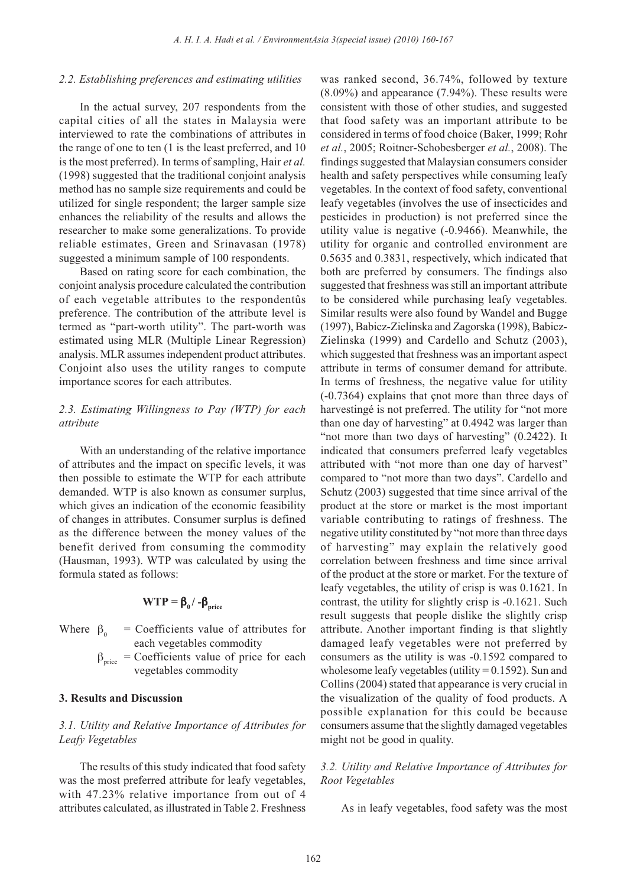### 2.2. Establishing preferences and estimating utilities

In the actual survey, 207 respondents from the capital cities of all the states in Malaysia were interviewed to rate the combinations of attributes in the range of one to ten (1 is the least preferred, and 10 is the most preferred). In terms of sampling, Hair *et al.* (1998) suggested that the traditional conjoint analysis method has no sample size requirements and could be utilized for single respondent; the larger sample size enhances the reliability of the results and allows the researcher to make some generalizations. To provide reliable estimates, Green and Srinavasan (1978) suggested a minimum sample of 100 respondents.

Based on rating score for each combination, the conjoint analysis procedure calculated the contribution of each vegetable attributes to the respondentûs preference. The contribution of the attribute level is termed as "part-worth utility". The part-worth was estimated using MLR (Multiple Linear Regression) analysis. MLR assumes independent product attributes. Conjoint also uses the utility ranges to compute importance scores for each attributes.

### 2.3. Estimating Willingness to Pay (WTP) for each attribute

With an understanding of the relative importance of attributes and the impact on specific levels, it was then possible to estimate the WTP for each attribute demanded. WTP is also known as consumer surplus, which gives an indication of the economic feasibility of changes in attributes. Consumer surplus is defined as the difference between the money values of the benefit derived from consuming the commodity (Hausman, 1993). WTP was calculated by using the formula stated as follows:

$$\mathbf{WTP} = \beta_0 / -\beta_{price}$$

Where $\beta_0$ = Coefficients value of attributes for each vegetables commodity

$\beta_{price}$ = Coefficients value of price for each vegetables commodity

## 3. Results and Discussion

### 3.1. Utility and Relative Importance of Attributes for Leafy Vegetables

The results of this study indicated that food safety was the most preferred attribute for leafy vegetables, with 47.23% relative importance from out of 4 attributes calculated, as illustrated in Table 2. Freshness was ranked second, 36.74%, followed by texture (8.09%) and appearance (7.94%). These results were consistent with those of other studies, and suggested that food safety was an important attribute to be considered in terms of food choice (Baker, 1999; Rohr *et al.*, 2005; Roitner-Schobesberger *et al.*, 2008). The findings suggested that Malaysian consumers consider health and safety perspectives while consuming leafy vegetables. In the context of food safety, conventional leafy vegetables (involves the use of insecticides and pesticides in production) is not preferred since the utility value is negative (-0.9466). Meanwhile, the utility for organic and controlled environment are 0.5635 and 0.3831, respectively, which indicated that both are preferred by consumers. The findings also suggested that freshness was still an important attribute to be considered while purchasing leafy vegetables. Similar results were also found by Wandel and Bugge (1997), Babicz-Zielinska and Zagorska (1998), Babicz-Zielinska (1999) and Cardello and Schutz (2003), which suggested that freshness was an important aspect attribute in terms of consumer demand for attribute. In terms of freshness, the negative value for utility (-0.7364) explains that çnot more than three days of harvestingé is not preferred. The utility for "not more than one day of harvesting" at 0.4942 was larger than "not more than two days of harvesting" (0.2422). It indicated that consumers preferred leafy vegetables attributed with "not more than one day of harvest" compared to "not more than two days". Cardello and Schutz (2003) suggested that time since arrival of the product at the store or market is the most important variable contributing to ratings of freshness. The negative utility constituted by "not more than three days of harvesting" may explain the relatively good correlation between freshness and time since arrival of the product at the store or market. For the texture of leafy vegetables, the utility of crisp is was 0.1621. In contrast, the utility for slightly crisp is -0.1621. Such result suggests that people dislike the slightly crisp attribute. Another important finding is that slightly damaged leafy vegetables were not preferred by consumers as the utility is was -0.1592 compared to wholesome leafy vegetables (utility = 0.1592). Sun and Collins (2004) stated that appearance is very crucial in the visualization of the quality of food products. A possible explanation for this could be because consumers assume that the slightly damaged vegetables might not be good in quality.

### 3.2. Utility and Relative Importance of Attributes for Root Vegetables

As in leafy vegetables, food safety was the most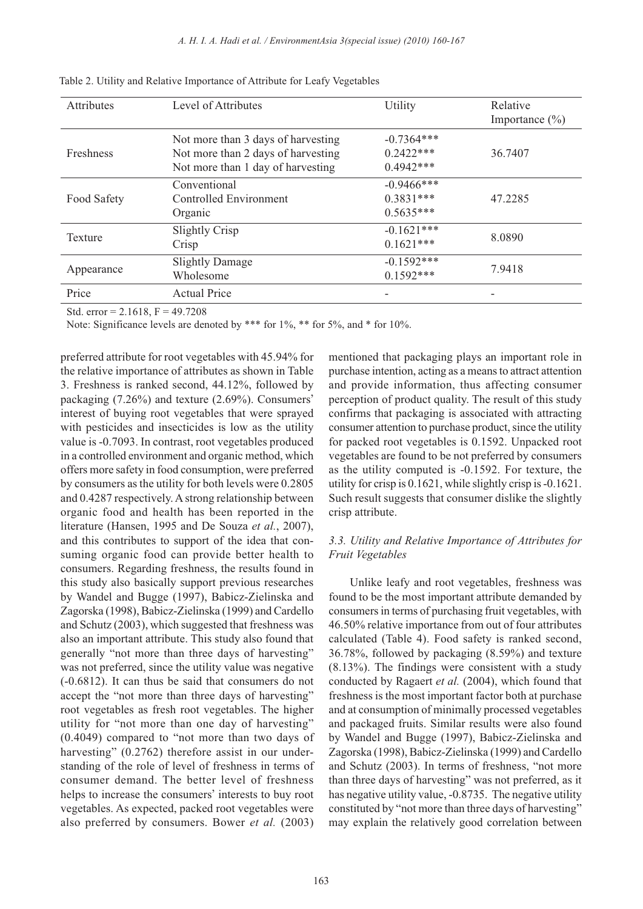Table 2. Utility and Relative Importance of Attribute for Leafy Vegetables

| Attributes | Level of Attributes | Utility | Relative Importance (%) |
|---|---|---|---|
| Freshness | Not more than 3 days of harvesting | -0.7364*** | 36.7407 |
| | Not more than 2 days of harvesting | 0.2422*** | |
| | Not more than 1 day of harvesting | 0.4942*** | |
| Food Safety | Conventional | -0.9466*** | 47.2285 |
| | Controlled Environment | 0.3831*** | |
| | Organic | 0.5635*** | |
| Texture | Slightly Crisp | -0.1621*** | 8.0890 |
| | Crisp | 0.1621*** | |
| Appearance | Slightly Damage | -0.1592*** | 7.9418 |
| | Wholesome | 0.1592*** | |
| Price | Actual Price | - | - |

Std. error = 2.1618, F = 49.7208

Note: Significance levels are denoted by *** for 1%, ** for 5%, and * for 10%.

preferred attribute for root vegetables with 45.94% for the relative importance of attributes as shown in Table 3. Freshness is ranked second, 44.12%, followed by packaging (7.26%) and texture (2.69%). Consumers' interest of buying root vegetables that were sprayed with pesticides and insecticides is low as the utility value is -0.7093. In contrast, root vegetables produced in a controlled environment and organic method, which offers more safety in food consumption, were preferred by consumers as the utility for both levels were 0.2805 and 0.4287 respectively. A strong relationship between organic food and health has been reported in the literature (Hansen, 1995 and De Souza *et al.*, 2007), and this contributes to support of the idea that consuming organic food can provide better health to consumers. Regarding freshness, the results found in this study also basically support previous researches by Wandel and Bugge (1997), Babicz-Zielinska and Zagorska (1998), Babicz-Zielinska (1999) and Cardello and Schutz (2003), which suggested that freshness was also an important attribute. This study also found that generally "not more than three days of harvesting" was not preferred, since the utility value was negative (-0.6812). It can thus be said that consumers do not accept the "not more than three days of harvesting" root vegetables as fresh root vegetables. The higher utility for "not more than one day of harvesting" (0.4049) compared to "not more than two days of harvesting" (0.2762) therefore assist in our understanding of the role of level of freshness in terms of consumer demand. The better level of freshness helps to increase the consumers' interests to buy root vegetables. As expected, packed root vegetables were also preferred by consumers. Bower *et al.* (2003) mentioned that packaging plays an important role in purchase intention, acting as a means to attract attention and provide information, thus affecting consumer perception of product quality. The result of this study confirms that packaging is associated with attracting consumer attention to purchase product, since the utility for packed root vegetables is 0.1592. Unpacked root vegetables are found to be not preferred by consumers as the utility computed is -0.1592. For texture, the utility for crisp is 0.1621, while slightly crisp is -0.1621. Such result suggests that consumer dislike the slightly crisp attribute.

### *3.3. Utility and Relative Importance of Attributes for Fruit Vegetables*

Unlike leafy and root vegetables, freshness was found to be the most important attribute demanded by consumers in terms of purchasing fruit vegetables, with 46.50% relative importance from out of four attributes calculated (Table 4). Food safety is ranked second, 36.78%, followed by packaging (8.59%) and texture (8.13%). The findings were consistent with a study conducted by Ragaert *et al.* (2004), which found that freshness is the most important factor both at purchase and at consumption of minimally processed vegetables and packaged fruits. Similar results were also found by Wandel and Bugge (1997), Babicz-Zielinska and Zagorska (1998), Babicz-Zielinska (1999) and Cardello and Schutz (2003). In terms of freshness, "not more than three days of harvesting" was not preferred, as it has negative utility value, -0.8735. The negative utility constituted by "not more than three days of harvesting" may explain the relatively good correlation between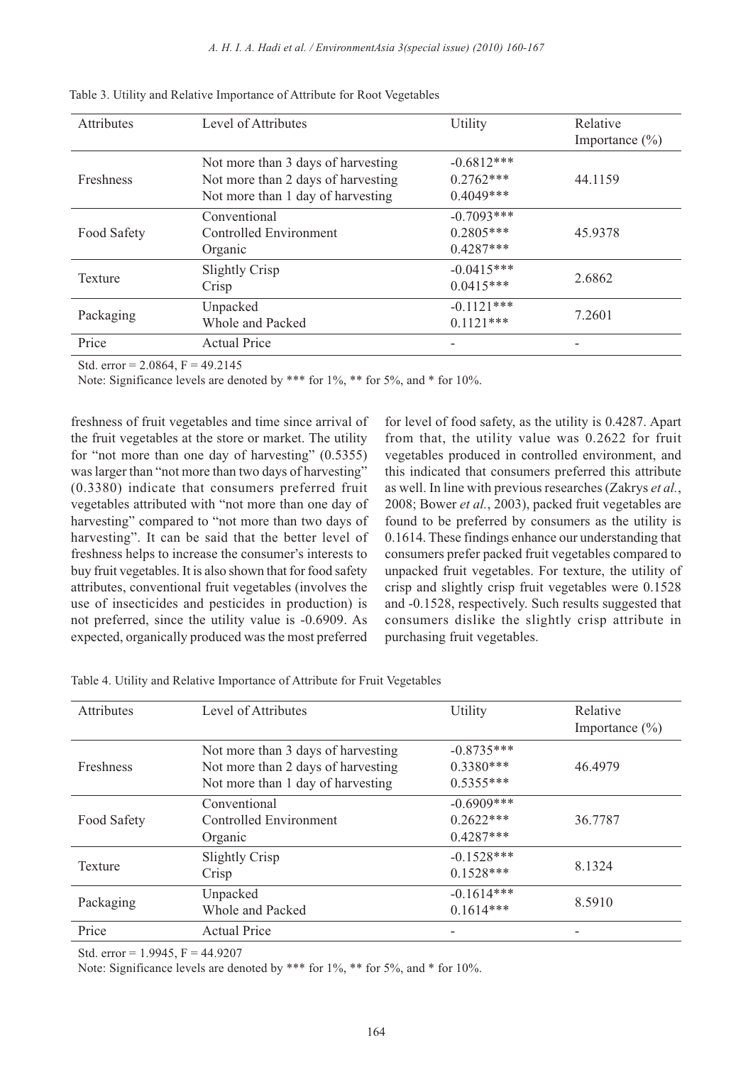Table 3. Utility and Relative Importance of Attribute for Root Vegetables

| Attributes | Level of Attributes | Utility | Relative Importance (%) |
|---|---|---|---|
| Freshness | Not more than 3 days of harvesting | -0.6812*** | 44.1159 |
| | Not more than 2 days of harvesting | 0.2762*** | |
| | Not more than 1 day of harvesting | 0.4049*** | |
| Food Safety | Conventional | -0.7093*** | 45.9378 |
| | Controlled Environment | 0.2805*** | |
| | Organic | 0.4287*** | |
| Texture | Slightly Crisp | -0.0415*** | 2.6862 |
| | Crisp | 0.0415*** | |
| Packaging | Unpacked | -0.1121*** | 7.2601 |
| | Whole and Packed | 0.1121*** | |
| Price | Actual Price | - | - |

Std. error = 2.0864, F = 49.2145

Note: Significance levels are denoted by *** for 1%, ** for 5%, and * for 10%.

freshness of fruit vegetables and time since arrival of the fruit vegetables at the store or market. The utility for "not more than one day of harvesting" (0.5355) was larger than "not more than two days of harvesting" (0.3380) indicate that consumers preferred fruit vegetables attributed with "not more than one day of harvesting" compared to "not more than two days of harvesting". It can be said that the better level of freshness helps to increase the consumer's interests to buy fruit vegetables. It is also shown that for food safety attributes, conventional fruit vegetables (involves the use of insecticides and pesticides in production) is not preferred, since the utility value is -0.6909. As expected, organically produced was the most preferred for level of food safety, as the utility is 0.4287. Apart from that, the utility value was 0.2622 for fruit vegetables produced in controlled environment, and this indicated that consumers preferred this attribute as well. In line with previous researches (Zakrys *et al.*, 2008; Bower *et al.*, 2003), packed fruit vegetables are found to be preferred by consumers as the utility is 0.1614. These findings enhance our understanding that consumers prefer packed fruit vegetables compared to unpacked fruit vegetables. For texture, the utility of crisp and slightly crisp fruit vegetables were 0.1528 and -0.1528, respectively. Such results suggested that consumers dislike the slightly crisp attribute in purchasing fruit vegetables.

Table 4. Utility and Relative Importance of Attribute for Fruit Vegetables

| Attributes | Level of Attributes | Utility | Relative Importance (%) |
|---|---|---|---|
| Freshness | Not more than 3 days of harvesting | -0.8735*** | 46.4979 |
| | Not more than 2 days of harvesting | 0.3380*** | |
| | Not more than 1 day of harvesting | 0.5355*** | |
| Food Safety | Conventional | -0.6909*** | 36.7787 |
| | Controlled Environment | 0.2622*** | |
| | Organic | 0.4287*** | |
| Texture | Slightly Crisp | -0.1528*** | 8.1324 |
| | Crisp | 0.1528*** | |
| Packaging | Unpacked | -0.1614*** | 8.5910 |
| | Whole and Packed | 0.1614*** | |
| Price | Actual Price | - | - |

Std. error = 1.9945, F = 44.9207

Note: Significance levels are denoted by *** for 1%, ** for 5%, and * for 10%.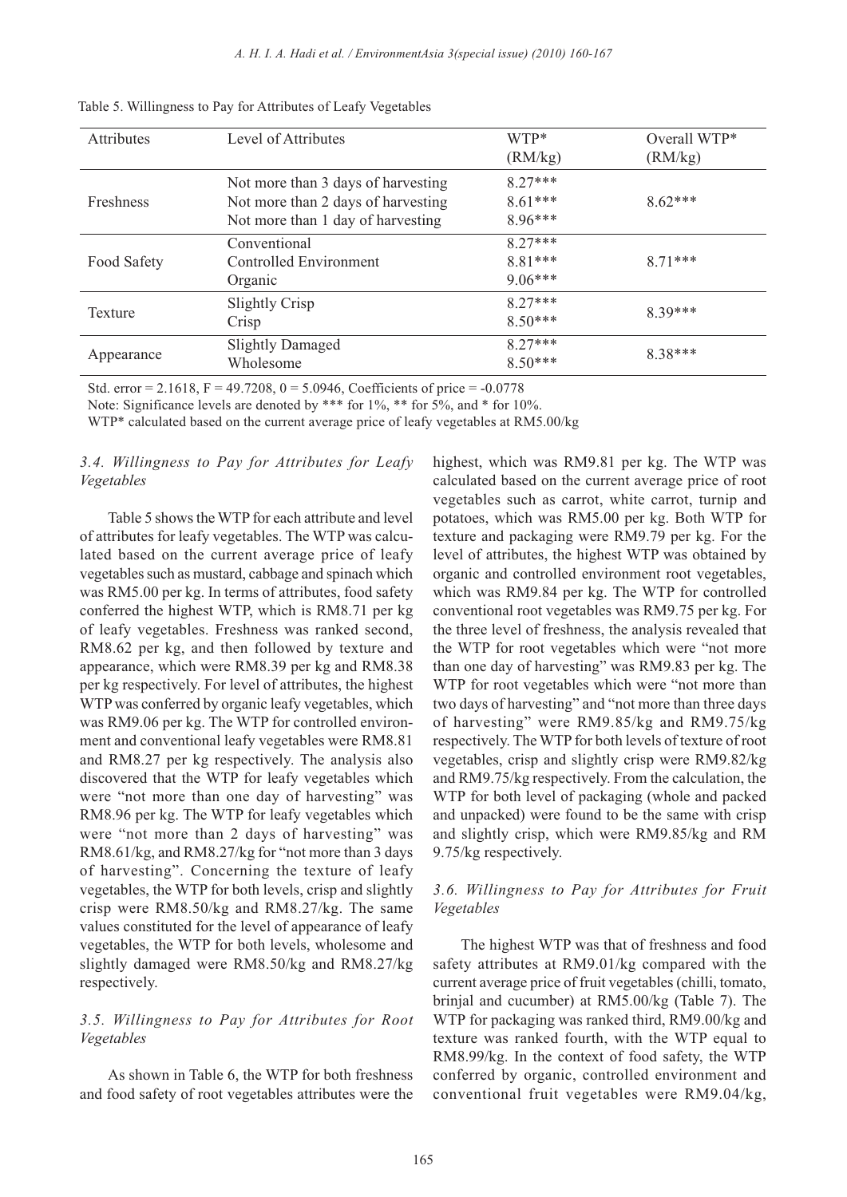Table 5. Willingness to Pay for Attributes of Leafy Vegetables

| Attributes | Level of Attributes | WTP* (RM/kg) | Overall WTP* (RM/kg) |
|---|---|---|---|
| Freshness | Not more than 3 days of harvesting | 8.27*** | 8.62*** |
| | Not more than 2 days of harvesting | 8.61*** | |
| | Not more than 1 day of harvesting | 8.96*** | |
| Food Safety | Conventional | 8.27*** | 8.71*** |
| | Controlled Environment | 8.81*** | |
| | Organic | 9.06*** | |
| Texture | Slightly Crisp | 8.27*** | 8.39*** |
| | Crisp | 8.50*** | |
| Appearance | Slightly Damaged | 8.27*** | 8.38*** |
| | Wholesome | 8.50*** | |

Std. error = 2.1618, F = 49.7208, 0 = 5.0946, Coefficients of price = -0.0778

Note: Significance levels are denoted by *** for 1%, ** for 5%, and * for 10%.

WTP* calculated based on the current average price of leafy vegetables at RM5.00/kg

### *3.4. Willingness to Pay for Attributes for Leafy Vegetables*

Table 5 shows the WTP for each attribute and level of attributes for leafy vegetables. The WTP was calculated based on the current average price of leafy vegetables such as mustard, cabbage and spinach which was RM5.00 per kg. In terms of attributes, food safety conferred the highest WTP, which is RM8.71 per kg of leafy vegetables. Freshness was ranked second, RM8.62 per kg, and then followed by texture and appearance, which were RM8.39 per kg and RM8.38 per kg respectively. For level of attributes, the highest WTP was conferred by organic leafy vegetables, which was RM9.06 per kg. The WTP for controlled environment and conventional leafy vegetables were RM8.81 and RM8.27 per kg respectively. The analysis also discovered that the WTP for leafy vegetables which were "not more than one day of harvesting" was RM8.96 per kg. The WTP for leafy vegetables which were "not more than 2 days of harvesting" was RM8.61/kg, and RM8.27/kg for "not more than 3 days of harvesting". Concerning the texture of leafy vegetables, the WTP for both levels, crisp and slightly crisp were RM8.50/kg and RM8.27/kg. The same values constituted for the level of appearance of leafy vegetables, the WTP for both levels, wholesome and slightly damaged were RM8.50/kg and RM8.27/kg respectively.

### *3.5. Willingness to Pay for Attributes for Root Vegetables*

As shown in Table 6, the WTP for both freshness and food safety of root vegetables attributes were the highest, which was RM9.81 per kg. The WTP was calculated based on the current average price of root vegetables such as carrot, white carrot, turnip and potatoes, which was RM5.00 per kg. Both WTP for texture and packaging were RM9.79 per kg. For the level of attributes, the highest WTP was obtained by organic and controlled environment root vegetables, which was RM9.84 per kg. The WTP for controlled conventional root vegetables was RM9.75 per kg. For the three level of freshness, the analysis revealed that the WTP for root vegetables which were "not more than one day of harvesting" was RM9.83 per kg. The WTP for root vegetables which were "not more than two days of harvesting" and "not more than three days of harvesting" were RM9.85/kg and RM9.75/kg respectively. The WTP for both levels of texture of root vegetables, crisp and slightly crisp were RM9.82/kg and RM9.75/kg respectively. From the calculation, the WTP for both level of packaging (whole and packed and unpacked) were found to be the same with crisp and slightly crisp, which were RM9.85/kg and RM 9.75/kg respectively.

### *3.6. Willingness to Pay for Attributes for Fruit Vegetables*

The highest WTP was that of freshness and food safety attributes at RM9.01/kg compared with the current average price of fruit vegetables (chilli, tomato, brinjal and cucumber) at RM5.00/kg (Table 7). The WTP for packaging was ranked third, RM9.00/kg and texture was ranked fourth, with the WTP equal to RM8.99/kg. In the context of food safety, the WTP conferred by organic, controlled environment and conventional fruit vegetables were RM9.04/kg,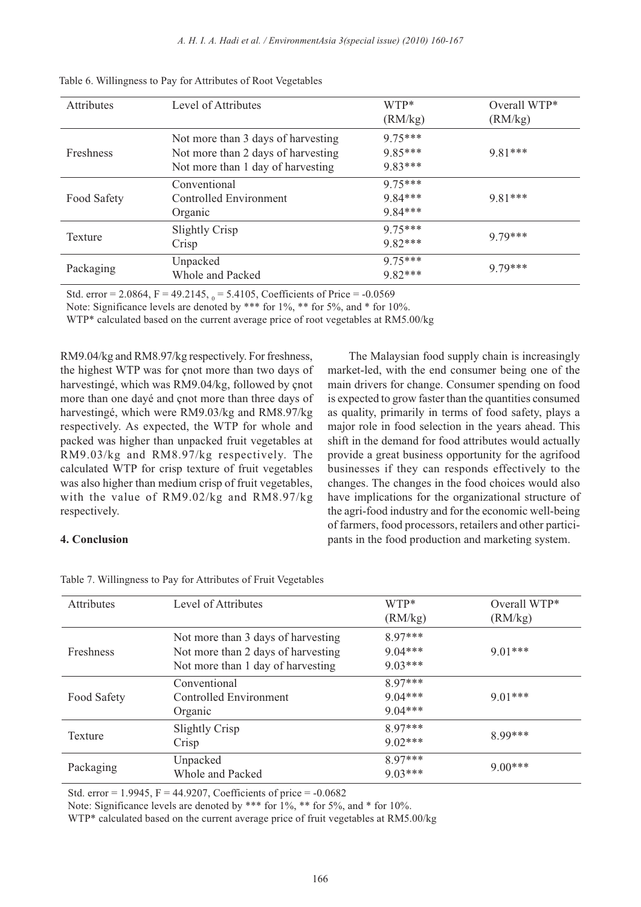Table 6. Willingness to Pay for Attributes of Root Vegetables

| Attributes | Level of Attributes | WTP* (RM/kg) | Overall WTP* (RM/kg) |
|---|---|---|---|
| Freshness | Not more than 3 days of harvesting | 9.75*** | 9.81*** |
| | Not more than 2 days of harvesting | 9.85*** | |
| | Not more than 1 day of harvesting | 9.83*** | |
| Food Safety | Conventional | 9.75*** | 9.81*** |
| | Controlled Environment | 9.84*** | |
| | Organic | 9.84*** | |
| Texture | Slightly Crisp | 9.75*** | 9.79*** |
| | Crisp | 9.82*** | |
| Packaging | Unpacked | 9.75*** | 9.79*** |
| | Whole and Packed | 9.82*** | |

Std. error = 2.0864, F = 49.2145, $_0$ = 5.4105, Coefficients of Price = -0.0569

Note: Significance levels are denoted by *** for 1%, ** for 5%, and * for 10%.

WTP* calculated based on the current average price of root vegetables at RM5.00/kg

RM9.04/kg and RM8.97/kg respectively. For freshness, the highest WTP was for çnot more than two days of harvestingé, which was RM9.04/kg, followed by çnot more than one dayé and çnot more than three days of harvestingé, which were RM9.03/kg and RM8.97/kg respectively. As expected, the WTP for whole and packed was higher than unpacked fruit vegetables at RM9.03/kg and RM8.97/kg respectively. The calculated WTP for crisp texture of fruit vegetables was also higher than medium crisp of fruit vegetables, with the value of RM9.02/kg and RM8.97/kg respectively.

## 4. Conclusion

The Malaysian food supply chain is increasingly market-led, with the end consumer being one of the main drivers for change. Consumer spending on food is expected to grow faster than the quantities consumed as quality, primarily in terms of food safety, plays a major role in food selection in the years ahead. This shift in the demand for food attributes would actually provide a great business opportunity for the agrifood businesses if they can responds effectively to the changes. The changes in the food choices would also have implications for the organizational structure of the agri-food industry and for the economic well-being of farmers, food processors, retailers and other participants in the food production and marketing system.

Table 7. Willingness to Pay for Attributes of Fruit Vegetables

| Attributes | Level of Attributes | WTP* (RM/kg) | Overall WTP* (RM/kg) |
|---|---|---|---|
| Freshness | Not more than 3 days of harvesting | 8.97*** | 9.01*** |
| | Not more than 2 days of harvesting | 9.04*** | |
| | Not more than 1 day of harvesting | 9.03*** | |
| Food Safety | Conventional | 8.97*** | 9.01*** |
| | Controlled Environment | 9.04*** | |
| | Organic | 9.04*** | |
| Texture | Slightly Crisp | 8.97*** | 8.99*** |
| | Crisp | 9.02*** | |
| Packaging | Unpacked | 8.97*** | 9.00*** |
| | Whole and Packed | 9.03*** | |

Std. error = 1.9945, F = 44.9207, Coefficients of price = -0.0682

Note: Significance levels are denoted by *** for 1%, ** for 5%, and * for 10%.

WTP* calculated based on the current average price of fruit vegetables at RM5.00/kg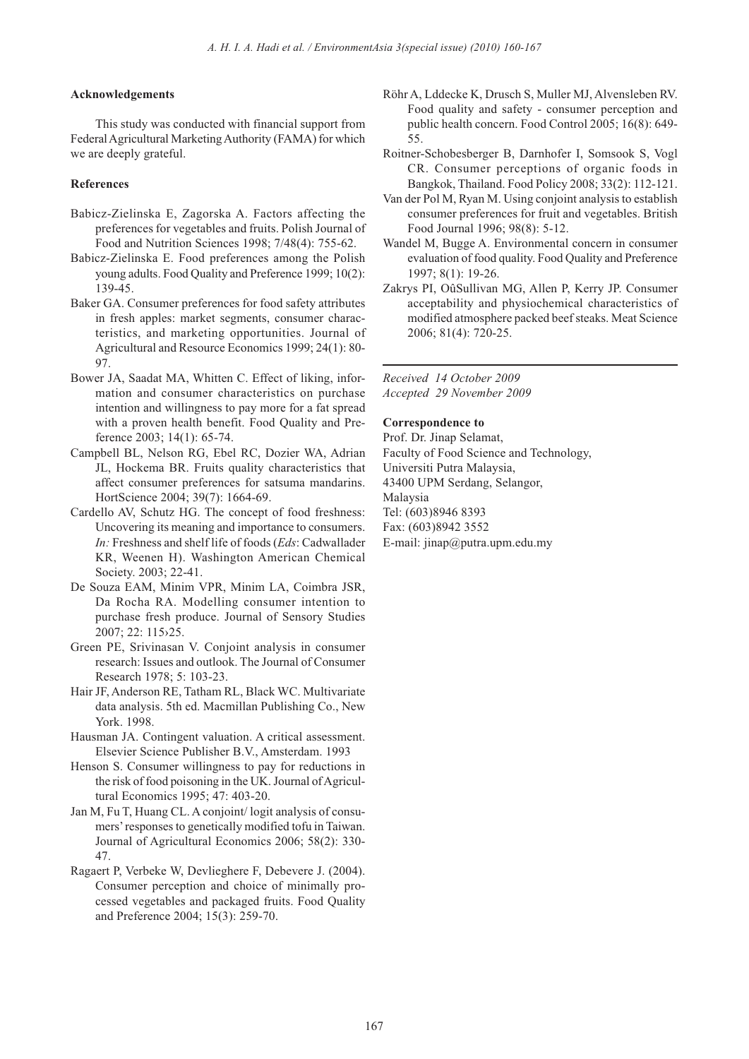## Acknowledgements

This study was conducted with financial support from Federal Agricultural Marketing Authority (FAMA) for which we are deeply grateful.

## References

Babicz-Zielinska E, Zagorska A. Factors affecting the preferences for vegetables and fruits. Polish Journal of Food and Nutrition Sciences 1998; 7/48(4): 755-62.

Babicz-Zielinska E. Food preferences among the Polish young adults. Food Quality and Preference 1999; 10(2): 139-45.

Baker GA. Consumer preferences for food safety attributes in fresh apples: market segments, consumer characteristics, and marketing opportunities. Journal of Agricultural and Resource Economics 1999; 24(1): 80-97.

Bower JA, Saadat MA, Whitten C. Effect of liking, information and consumer characteristics on purchase intention and willingness to pay more for a fat spread with a proven health benefit. Food Quality and Preference 2003; 14(1): 65-74.

Campbell BL, Nelson RG, Ebel RC, Dozier WA, Adrian JL, Hockema BR. Fruits quality characteristics that affect consumer preferences for satsuma mandarins. HortScience 2004; 39(7): 1664-69.

Cardello AV, Schutz HG. The concept of food freshness: Uncovering its meaning and importance to consumers. *In:* Freshness and shelf life of foods (*Eds*: Cadwallader KR, Weenen H). Washington American Chemical Society. 2003; 22-41.

De Souza EAM, Minim VPR, Minim LA, Coimbra JSR, Da Rocha RA. Modelling consumer intention to purchase fresh produce. Journal of Sensory Studies 2007; 22: 115›25.

Green PE, Srivinasan V. Conjoint analysis in consumer research: Issues and outlook. The Journal of Consumer Research 1978; 5: 103-23.

Hair JF, Anderson RE, Tatham RL, Black WC. Multivariate data analysis. 5th ed. Macmillan Publishing Co., New York. 1998.

Hausman JA. Contingent valuation. A critical assessment. Elsevier Science Publisher B.V., Amsterdam. 1993

Henson S. Consumer willingness to pay for reductions in the risk of food poisoning in the UK. Journal of Agricultural Economics 1995; 47: 403-20.

Jan M, Fu T, Huang CL. A conjoint/ logit analysis of consumers' responses to genetically modified tofu in Taiwan. Journal of Agricultural Economics 2006; 58(2): 330-47.

Ragaert P, Verbeke W, Devlieghere F, Debevere J. (2004). Consumer perception and choice of minimally processed vegetables and packaged fruits. Food Quality and Preference 2004; 15(3): 259-70.

Röhr A, Lddecke K, Drusch S, Muller MJ, Alvensleben RV. Food quality and safety - consumer perception and public health concern. Food Control 2005; 16(8): 649-55.

Roitner-Schobesberger B, Darnhofer I, Somsook S, Vogl CR. Consumer perceptions of organic foods in Bangkok, Thailand. Food Policy 2008; 33(2): 112-121.

Van der Pol M, Ryan M. Using conjoint analysis to establish consumer preferences for fruit and vegetables. British Food Journal 1996; 98(8): 5-12.

Wandel M, Bugge A. Environmental concern in consumer evaluation of food quality. Food Quality and Preference 1997; 8(1): 19-26.

Zakrys PI, OûSullivan MG, Allen P, Kerry JP. Consumer acceptability and physiochemical characteristics of modified atmosphere packed beef steaks. Meat Science 2006; 81(4): 720-25.

*Received 14 October 2009*
*Accepted 29 November 2009*

**Correspondence to**

Prof. Dr. Jinap Selamat,
Faculty of Food Science and Technology,
Universiti Putra Malaysia,
43400 UPM Serdang, Selangor,
Malaysia
Tel: (603)8946 8393
Fax: (603)8942 3552
E-mail: jinap@putra.upm.edu.my